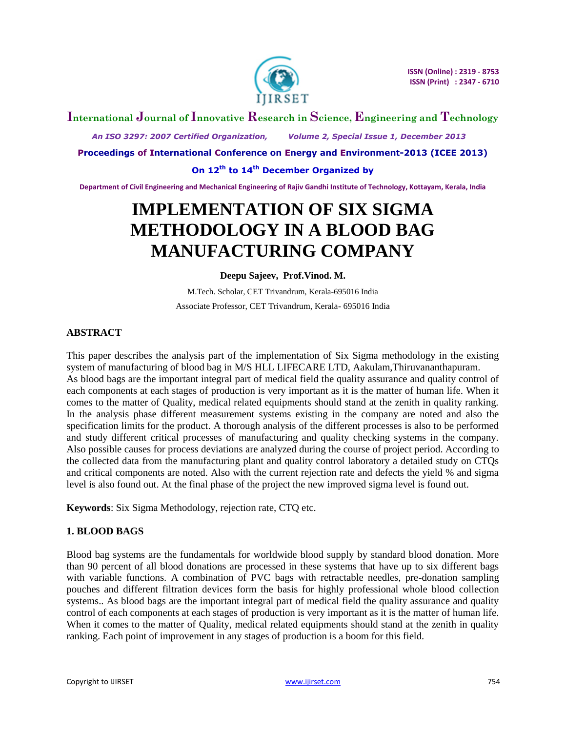# IMPLEMENTATION OF SIX SIGMA METHODOLOGY IN A BLOOD BAG MANUFACTURING COMPANY

**Deepu Sajeev, Prof.Vinod. M.**

M.Tech. Scholar, CET Trivandrum, Kerala-695016 India

Associate Professor, CET Trivandrum, Kerala- 695016 India

## ABSTRACT

This paper describes the analysis part of the implementation of Six Sigma methodology in the existing system of manufacturing of blood bag in M/S HLL LIFECARE LTD, Aakulam,Thiruvananthapuram. As blood bags are the important integral part of medical field the quality assurance and quality control of each components at each stages of production is very important as it is the matter of human life. When it comes to the matter of Quality, medical related equipments should stand at the zenith in quality ranking. In the analysis phase different measurement systems existing in the company are noted and also the specification limits for the product. A thorough analysis of the different processes is also to be performed and study different critical processes of manufacturing and quality checking systems in the company. Also possible causes for process deviations are analyzed during the course of project period. According to the collected data from the manufacturing plant and quality control laboratory a detailed study on CTQs and critical components are noted. Also with the current rejection rate and defects the yield % and sigma level is also found out. At the final phase of the project the new improved sigma level is found out.

**Keywords**: Six Sigma Methodology, rejection rate, CTQ etc.

## 1. BLOOD BAGS

Blood bag systems are the fundamentals for worldwide blood supply by standard blood donation. More than 90 percent of all blood donations are processed in these systems that have up to six different bags with variable functions. A combination of PVC bags with retractable needles, pre-donation sampling pouches and different filtration devices form the basis for highly professional whole blood collection systems.. As blood bags are the important integral part of medical field the quality assurance and quality control of each components at each stages of production is very important as it is the matter of human life. When it comes to the matter of Quality, medical related equipments should stand at the zenith in quality ranking. Each point of improvement in any stages of production is a boom for this field.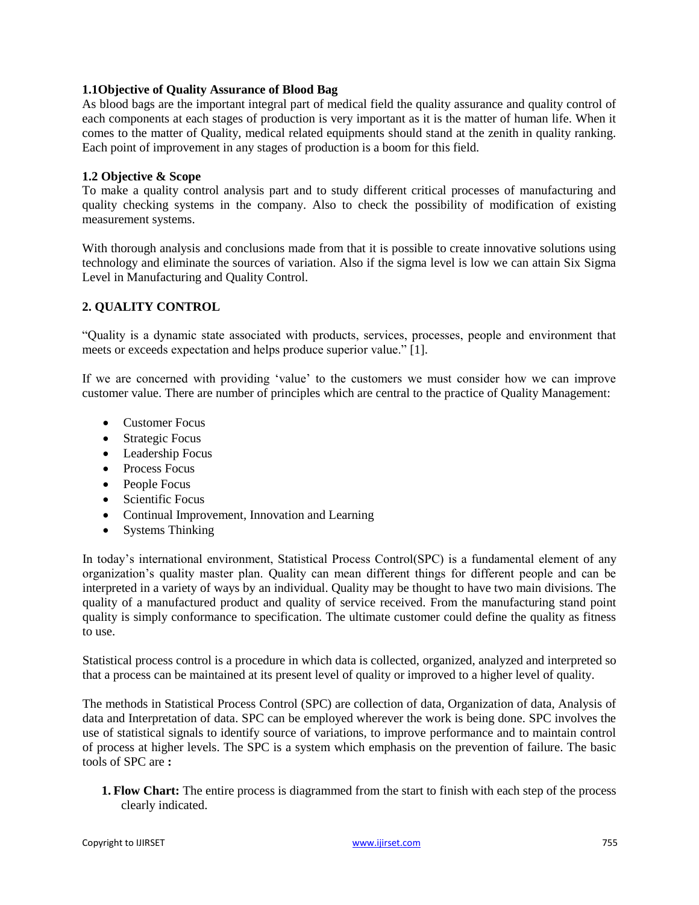### 1.1Objective of Quality Assurance of Blood Bag

As blood bags are the important integral part of medical field the quality assurance and quality control of each components at each stages of production is very important as it is the matter of human life. When it comes to the matter of Quality, medical related equipments should stand at the zenith in quality ranking. Each point of improvement in any stages of production is a boom for this field.

### 1.2 Objective & Scope

To make a quality control analysis part and to study different critical processes of manufacturing and quality checking systems in the company. Also to check the possibility of modification of existing measurement systems.

With thorough analysis and conclusions made from that it is possible to create innovative solutions using technology and eliminate the sources of variation. Also if the sigma level is low we can attain Six Sigma Level in Manufacturing and Quality Control.

## 2. QUALITY CONTROL

"Quality is a dynamic state associated with products, services, processes, people and environment that meets or exceeds expectation and helps produce superior value." [1].

If we are concerned with providing 'value' to the customers we must consider how we can improve customer value. There are number of principles which are central to the practice of Quality Management:

- Customer Focus
- Strategic Focus
- Leadership Focus
- Process Focus
- People Focus
- Scientific Focus
- Continual Improvement, Innovation and Learning
- Systems Thinking

In today's international environment, Statistical Process Control(SPC) is a fundamental element of any organization's quality master plan. Quality can mean different things for different people and can be interpreted in a variety of ways by an individual. Quality may be thought to have two main divisions. The quality of a manufactured product and quality of service received. From the manufacturing stand point quality is simply conformance to specification. The ultimate customer could define the quality as fitness to use.

Statistical process control is a procedure in which data is collected, organized, analyzed and interpreted so that a process can be maintained at its present level of quality or improved to a higher level of quality.

The methods in Statistical Process Control (SPC) are collection of data, Organization of data, Analysis of data and Interpretation of data. SPC can be employed wherever the work is being done. SPC involves the use of statistical signals to identify source of variations, to improve performance and to maintain control of process at higher levels. The SPC is a system which emphasis on the prevention of failure. The basic tools of SPC are **:**

1. **Flow Chart:** The entire process is diagrammed from the start to finish with each step of the process clearly indicated.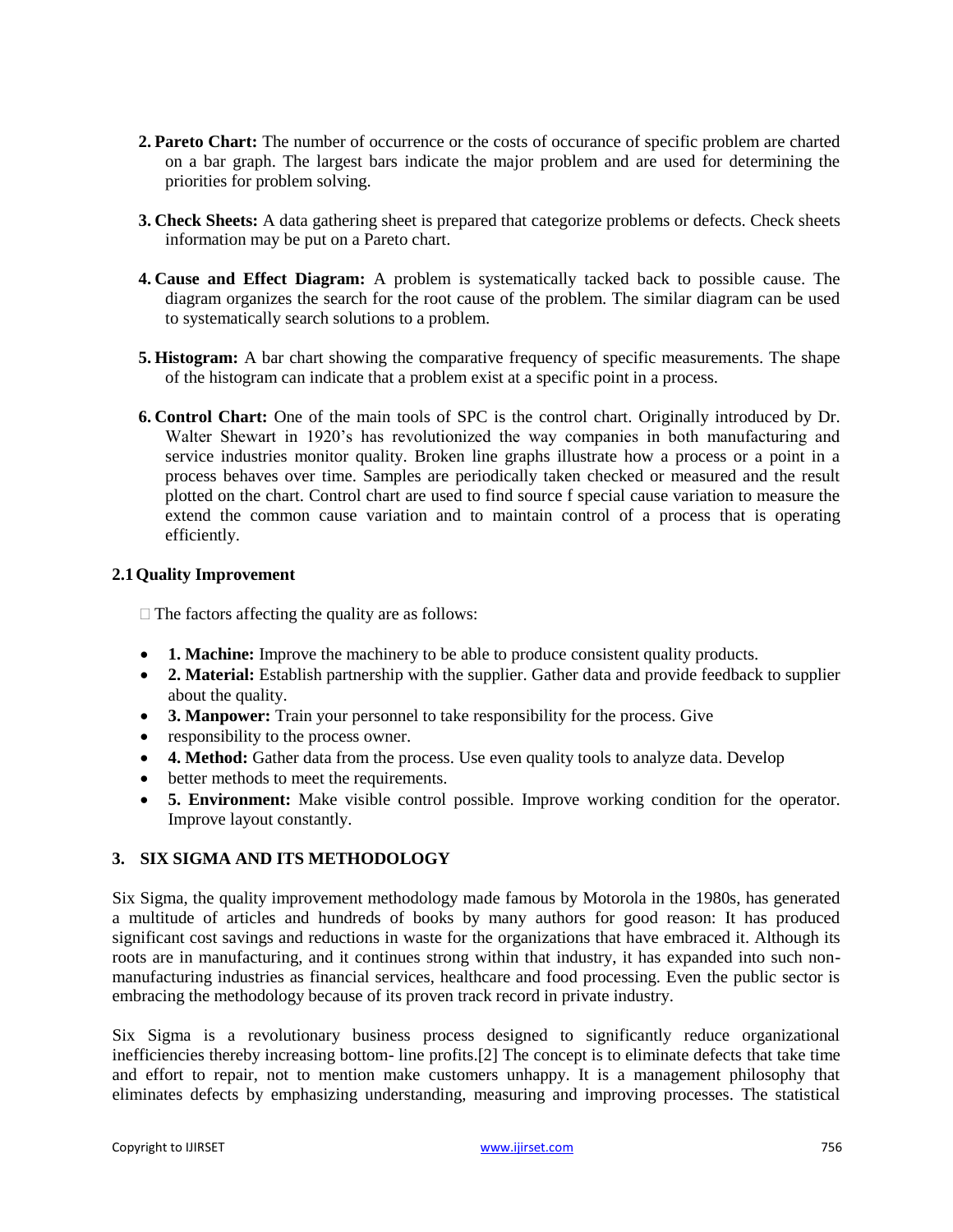2. **Pareto Chart:** The number of occurrence or the costs of occurance of specific problem are charted on a bar graph. The largest bars indicate the major problem and are used for determining the priorities for problem solving.

3. **Check Sheets:** A data gathering sheet is prepared that categorize problems or defects. Check sheets information may be put on a Pareto chart.

4. **Cause and Effect Diagram:** A problem is systematically tacked back to possible cause. The diagram organizes the search for the root cause of the problem. The similar diagram can be used to systematically search solutions to a problem.

5. **Histogram:** A bar chart showing the comparative frequency of specific measurements. The shape of the histogram can indicate that a problem exist at a specific point in a process.

6. **Control Chart:** One of the main tools of SPC is the control chart. Originally introduced by Dr. Walter Shewart in 1920's has revolutionized the way companies in both manufacturing and service industries monitor quality. Broken line graphs illustrate how a process or a point in a process behaves over time. Samples are periodically taken checked or measured and the result plotted on the chart. Control chart are used to find source f special cause variation to measure the extend the common cause variation and to maintain control of a process that is operating efficiently.

### 2.1 Quality Improvement

The factors affecting the quality are as follows:

- **1. Machine:** Improve the machinery to be able to produce consistent quality products.
- **2. Material:** Establish partnership with the supplier. Gather data and provide feedback to supplier about the quality.
- **3. Manpower:** Train your personnel to take responsibility for the process. Give
- responsibility to the process owner.
- **4. Method:** Gather data from the process. Use even quality tools to analyze data. Develop
- better methods to meet the requirements.
- **5. Environment:** Make visible control possible. Improve working condition for the operator. Improve layout constantly.

## 3. SIX SIGMA AND ITS METHODOLOGY

Six Sigma, the quality improvement methodology made famous by Motorola in the 1980s, has generated a multitude of articles and hundreds of books by many authors for good reason: It has produced significant cost savings and reductions in waste for the organizations that have embraced it. Although its roots are in manufacturing, and it continues strong within that industry, it has expanded into such non-manufacturing industries as financial services, healthcare and food processing. Even the public sector is embracing the methodology because of its proven track record in private industry.

Six Sigma is a revolutionary business process designed to significantly reduce organizational inefficiencies thereby increasing bottom- line profits.[2] The concept is to eliminate defects that take time and effort to repair, not to mention make customers unhappy. It is a management philosophy that eliminates defects by emphasizing understanding, measuring and improving processes. The statistical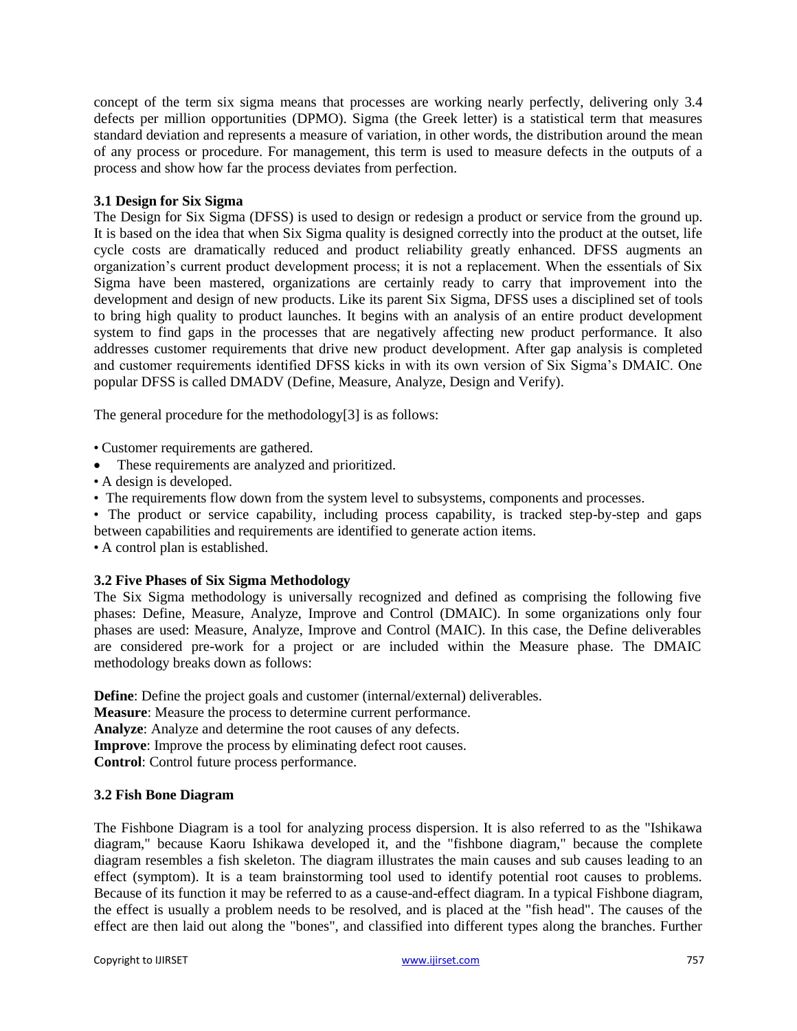concept of the term six sigma means that processes are working nearly perfectly, delivering only 3.4 defects per million opportunities (DPMO). Sigma (the Greek letter) is a statistical term that measures standard deviation and represents a measure of variation, in other words, the distribution around the mean of any process or procedure. For management, this term is used to measure defects in the outputs of a process and show how far the process deviates from perfection.

### 3.1 Design for Six Sigma

The Design for Six Sigma (DFSS) is used to design or redesign a product or service from the ground up. It is based on the idea that when Six Sigma quality is designed correctly into the product at the outset, life cycle costs are dramatically reduced and product reliability greatly enhanced. DFSS augments an organization's current product development process; it is not a replacement. When the essentials of Six Sigma have been mastered, organizations are certainly ready to carry that improvement into the development and design of new products. Like its parent Six Sigma, DFSS uses a disciplined set of tools to bring high quality to product launches. It begins with an analysis of an entire product development system to find gaps in the processes that are negatively affecting new product performance. It also addresses customer requirements that drive new product development. After gap analysis is completed and customer requirements identified DFSS kicks in with its own version of Six Sigma's DMAIC. One popular DFSS is called DMADV (Define, Measure, Analyze, Design and Verify).

The general procedure for the methodology[3] is as follows:

- Customer requirements are gathered.
- These requirements are analyzed and prioritized.
- A design is developed.
- The requirements flow down from the system level to subsystems, components and processes.
- The product or service capability, including process capability, is tracked step-by-step and gaps between capabilities and requirements are identified to generate action items.
- A control plan is established.

### 3.2 Five Phases of Six Sigma Methodology

The Six Sigma methodology is universally recognized and defined as comprising the following five phases: Define, Measure, Analyze, Improve and Control (DMAIC). In some organizations only four phases are used: Measure, Analyze, Improve and Control (MAIC). In this case, the Define deliverables are considered pre-work for a project or are included within the Measure phase. The DMAIC methodology breaks down as follows:

**Define**: Define the project goals and customer (internal/external) deliverables.
**Measure**: Measure the process to determine current performance.
**Analyze**: Analyze and determine the root causes of any defects.
**Improve**: Improve the process by eliminating defect root causes.
**Control**: Control future process performance.

### 3.2 Fish Bone Diagram

The Fishbone Diagram is a tool for analyzing process dispersion. It is also referred to as the "Ishikawa diagram," because Kaoru Ishikawa developed it, and the "fishbone diagram," because the complete diagram resembles a fish skeleton. The diagram illustrates the main causes and sub causes leading to an effect (symptom). It is a team brainstorming tool used to identify potential root causes to problems. Because of its function it may be referred to as a cause-and-effect diagram. In a typical Fishbone diagram, the effect is usually a problem needs to be resolved, and is placed at the "fish head". The causes of the effect are then laid out along the "bones", and classified into different types along the branches. Further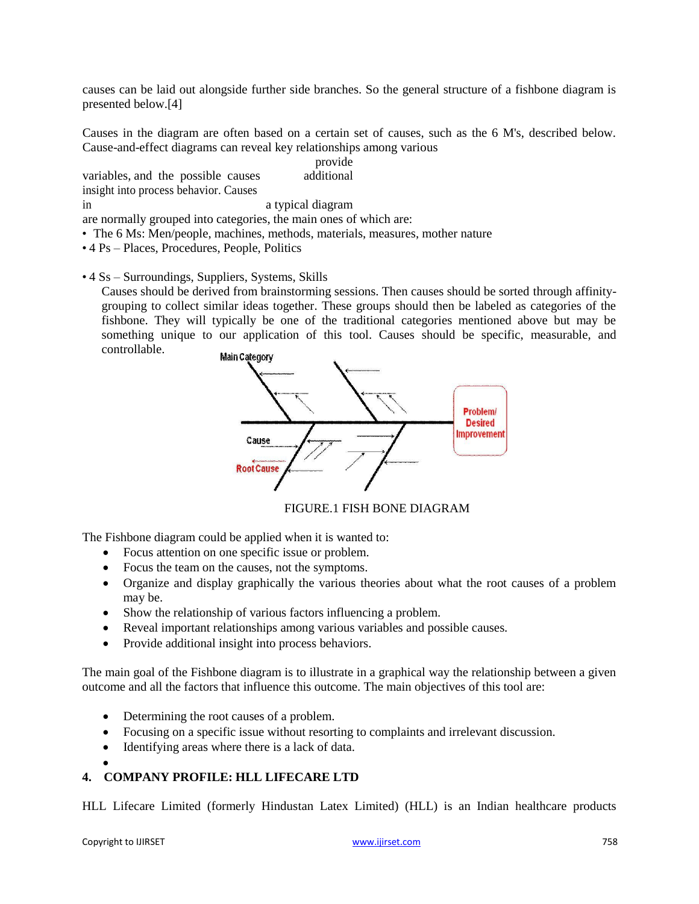causes can be laid out alongside further side branches. So the general structure of a fishbone diagram is presented below.[4]

Causes in the diagram are often based on a certain set of causes, such as the 6 M's, described below. Cause-and-effect diagrams can reveal key relationships among various variables, and the possible causes provide additional insight into process behavior. Causes in a typical diagram are normally grouped into categories, the main ones of which are:

- The 6 Ms: Men/people, machines, methods, materials, measures, mother nature
- 4 Ps – Places, Procedures, People, Politics
- 4 Ss – Surroundings, Suppliers, Systems, Skills

Causes should be derived from brainstorming sessions. Then causes should be sorted through affinity-grouping to collect similar ideas together. These groups should then be labeled as categories of the fishbone. They will typically be one of the traditional categories mentioned above but may be something unique to our application of this tool. Causes should be specific, measurable, and controllable.

FIGURE.1 FISH BONE DIAGRAM

The Fishbone diagram could be applied when it is wanted to:

- Focus attention on one specific issue or problem.
- Focus the team on the causes, not the symptoms.
- Organize and display graphically the various theories about what the root causes of a problem may be.
- Show the relationship of various factors influencing a problem.
- Reveal important relationships among various variables and possible causes.
- Provide additional insight into process behaviors.

The main goal of the Fishbone diagram is to illustrate in a graphical way the relationship between a given outcome and all the factors that influence this outcome. The main objectives of this tool are:

- Determining the root causes of a problem.
- Focusing on a specific issue without resorting to complaints and irrelevant discussion.
- Identifying areas where there is a lack of data.

## 4. COMPANY PROFILE: HLL LIFECARE LTD

HLL Lifecare Limited (formerly Hindustan Latex Limited) (HLL) is an Indian healthcare products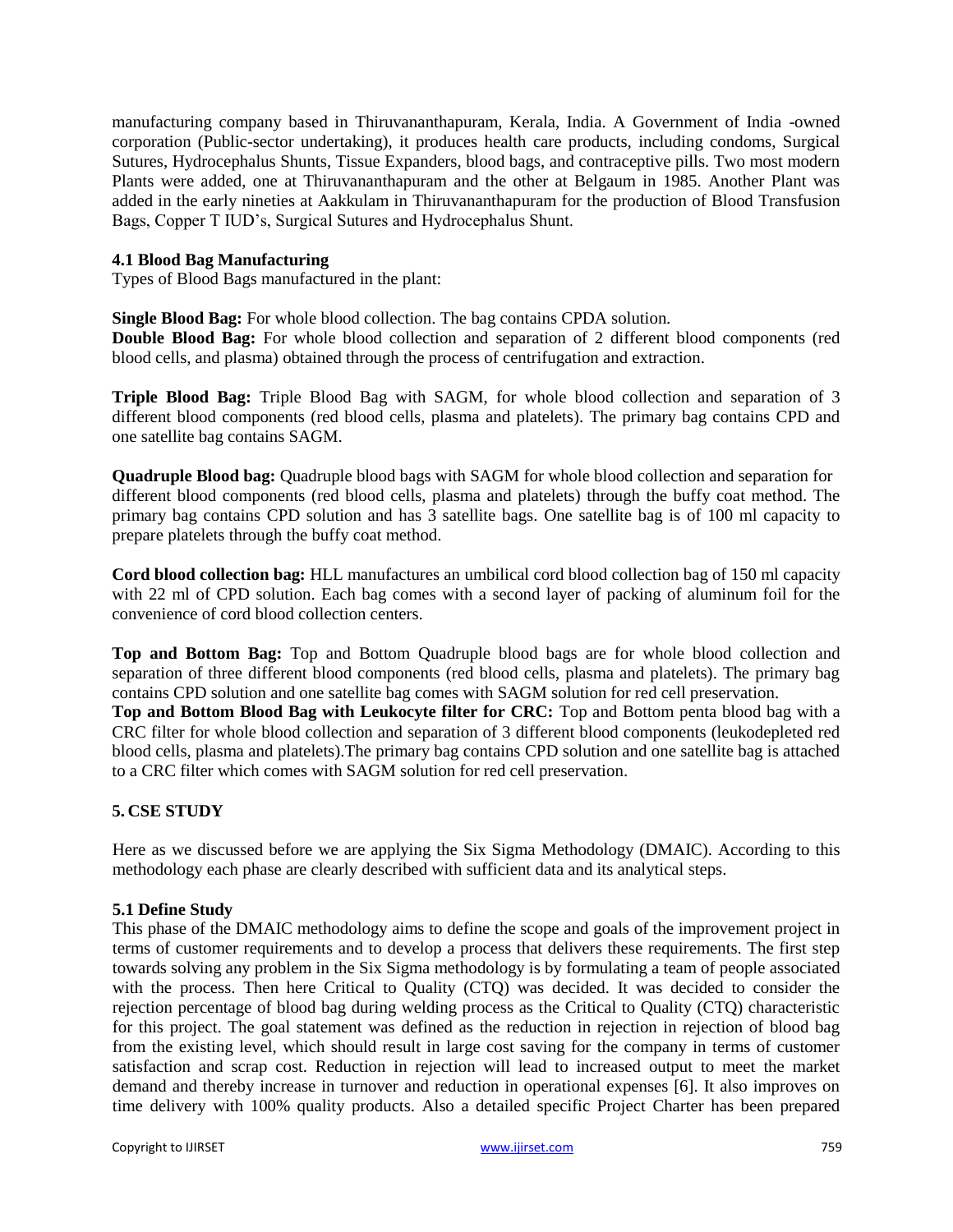manufacturing company based in Thiruvananthapuram, Kerala, India. A Government of India -owned corporation (Public-sector undertaking), it produces health care products, including condoms, Surgical Sutures, Hydrocephalus Shunts, Tissue Expanders, blood bags, and contraceptive pills. Two most modern Plants were added, one at Thiruvananthapuram and the other at Belgaum in 1985. Another Plant was added in the early nineties at Aakkulam in Thiruvananthapuram for the production of Blood Transfusion Bags, Copper T IUD's, Surgical Sutures and Hydrocephalus Shunt.

### 4.1 Blood Bag Manufacturing

Types of Blood Bags manufactured in the plant:

**Single Blood Bag:** For whole blood collection. The bag contains CPDA solution.

**Double Blood Bag:** For whole blood collection and separation of 2 different blood components (red blood cells, and plasma) obtained through the process of centrifugation and extraction.

**Triple Blood Bag:** Triple Blood Bag with SAGM, for whole blood collection and separation of 3 different blood components (red blood cells, plasma and platelets). The primary bag contains CPD and one satellite bag contains SAGM.

**Quadruple Blood bag:** Quadruple blood bags with SAGM for whole blood collection and separation for different blood components (red blood cells, plasma and platelets) through the buffy coat method. The primary bag contains CPD solution and has 3 satellite bags. One satellite bag is of 100 ml capacity to prepare platelets through the buffy coat method.

**Cord blood collection bag:** HLL manufactures an umbilical cord blood collection bag of 150 ml capacity with 22 ml of CPD solution. Each bag comes with a second layer of packing of aluminum foil for the convenience of cord blood collection centers.

**Top and Bottom Bag:** Top and Bottom Quadruple blood bags are for whole blood collection and separation of three different blood components (red blood cells, plasma and platelets). The primary bag contains CPD solution and one satellite bag comes with SAGM solution for red cell preservation.

**Top and Bottom Blood Bag with Leukocyte filter for CRC:** Top and Bottom penta blood bag with a CRC filter for whole blood collection and separation of 3 different blood components (leukodepleted red blood cells, plasma and platelets).The primary bag contains CPD solution and one satellite bag is attached to a CRC filter which comes with SAGM solution for red cell preservation.

## 5. CSE STUDY

Here as we discussed before we are applying the Six Sigma Methodology (DMAIC). According to this methodology each phase are clearly described with sufficient data and its analytical steps.

### 5.1 Define Study

This phase of the DMAIC methodology aims to define the scope and goals of the improvement project in terms of customer requirements and to develop a process that delivers these requirements. The first step towards solving any problem in the Six Sigma methodology is by formulating a team of people associated with the process. Then here Critical to Quality (CTQ) was decided. It was decided to consider the rejection percentage of blood bag during welding process as the Critical to Quality (CTQ) characteristic for this project. The goal statement was defined as the reduction in rejection in rejection of blood bag from the existing level, which should result in large cost saving for the company in terms of customer satisfaction and scrap cost. Reduction in rejection will lead to increased output to meet the market demand and thereby increase in turnover and reduction in operational expenses [6]. It also improves on time delivery with 100% quality products. Also a detailed specific Project Charter has been prepared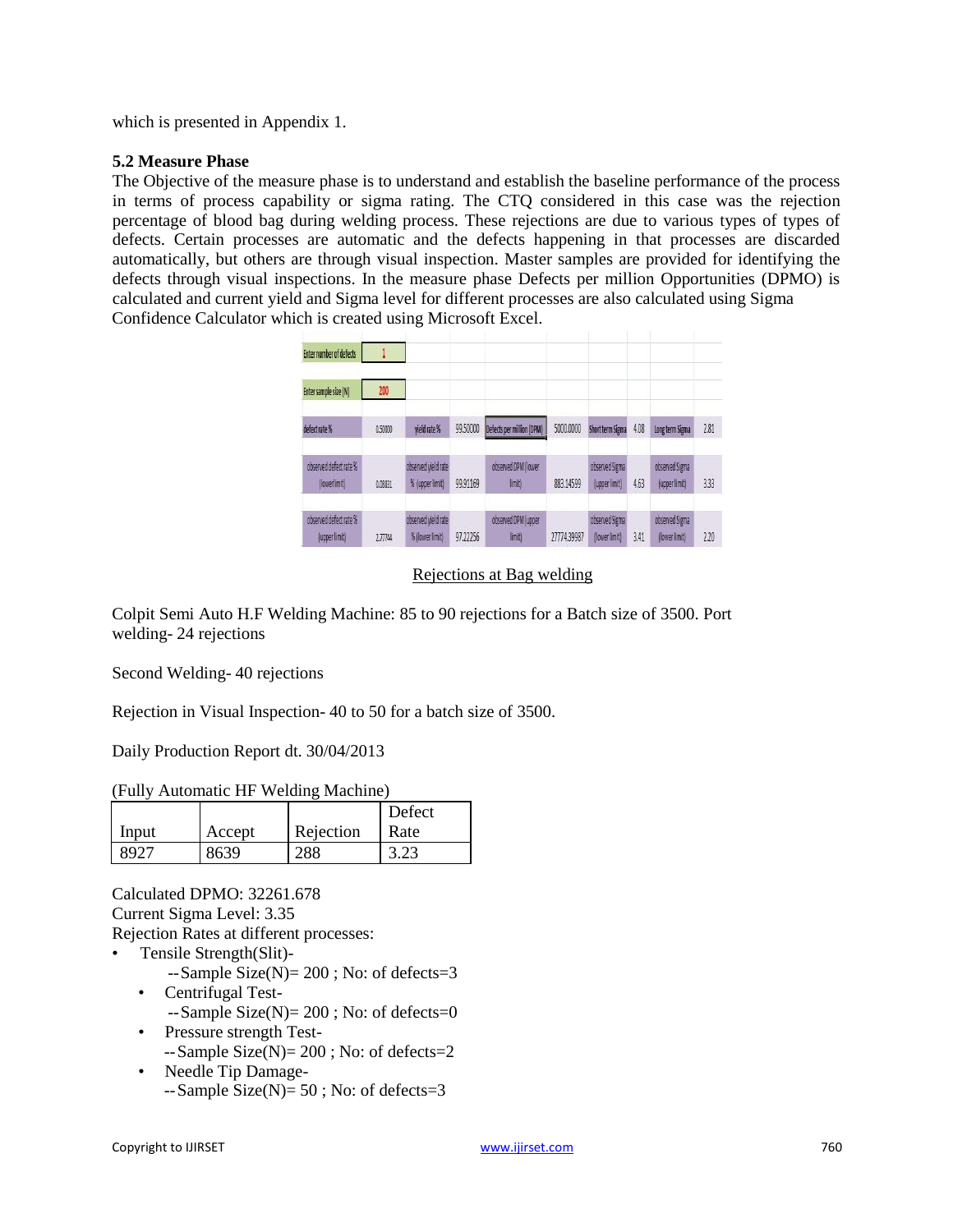which is presented in Appendix 1.

### 5.2 Measure Phase

The Objective of the measure phase is to understand and establish the baseline performance of the process in terms of process capability or sigma rating. The CTQ considered in this case was the rejection percentage of blood bag during welding process. These rejections are due to various types of types of defects. Certain processes are automatic and the defects happening in that processes are discarded automatically, but others are through visual inspection. Master samples are provided for identifying the defects through visual inspections. In the measure phase Defects per million Opportunities (DPMO) is calculated and current yield and Sigma level for different processes are also calculated using Sigma Confidence Calculator which is created using Microsoft Excel.

| | | | | | | | | | |
|---|---|---|---|---|---|---|---|---|---|
| Enter number of defects | 1 | | | | | | | | |
| Enter sample size (N) | 200 | | | | | | | | |
| defect rate % | 0.50000 | yield rate % | 99.50000 | Defects per million (DPM) | 5000.0000 | Short term Sigma | 4.08 | Long term Sigma | 2.81 |
| observed defect rate % (lower limit) | 0.08831 | observed yield rate % (upper limit) | 99.91169 | observed DPM (lower limit) | 883.14599 | observed Sigma (upper limit) | 4.63 | observed Sigma (upper limit) | 3.33 |
| observed defect rate % (upper limit) | 2.77744 | observed yield rate % (lower limit) | 97.22256 | observed DPM (upper limit) | 27774.39987 | observed Sigma (lower limit) | 3.41 | observed Sigma (lower limit) | 2.20 |

Rejections at Bag welding

Colpit Semi Auto H.F Welding Machine: 85 to 90 rejections for a Batch size of 3500. Port welding- 24 rejections

Second Welding- 40 rejections

Rejection in Visual Inspection- 40 to 50 for a batch size of 3500.

Daily Production Report dt. 30/04/2013

(Fully Automatic HF Welding Machine)

| Input | Accept | Rejection | Defect Rate |
|---|---|---|---|
| 8927 | 8639 | 288 | 3.23 |

Calculated DPMO: 32261.678
Current Sigma Level: 3.35
Rejection Rates at different processes:

- Tensile Strength(Slit)-
  --Sample Size(N)= 200 ; No: of defects=3
  - Centrifugal Test-
    --Sample Size(N)= 200 ; No: of defects=0
  - Pressure strength Test-
    --Sample Size(N)= 200 ; No: of defects=2
  - Needle Tip Damage-
    --Sample Size(N)= 50 ; No: of defects=3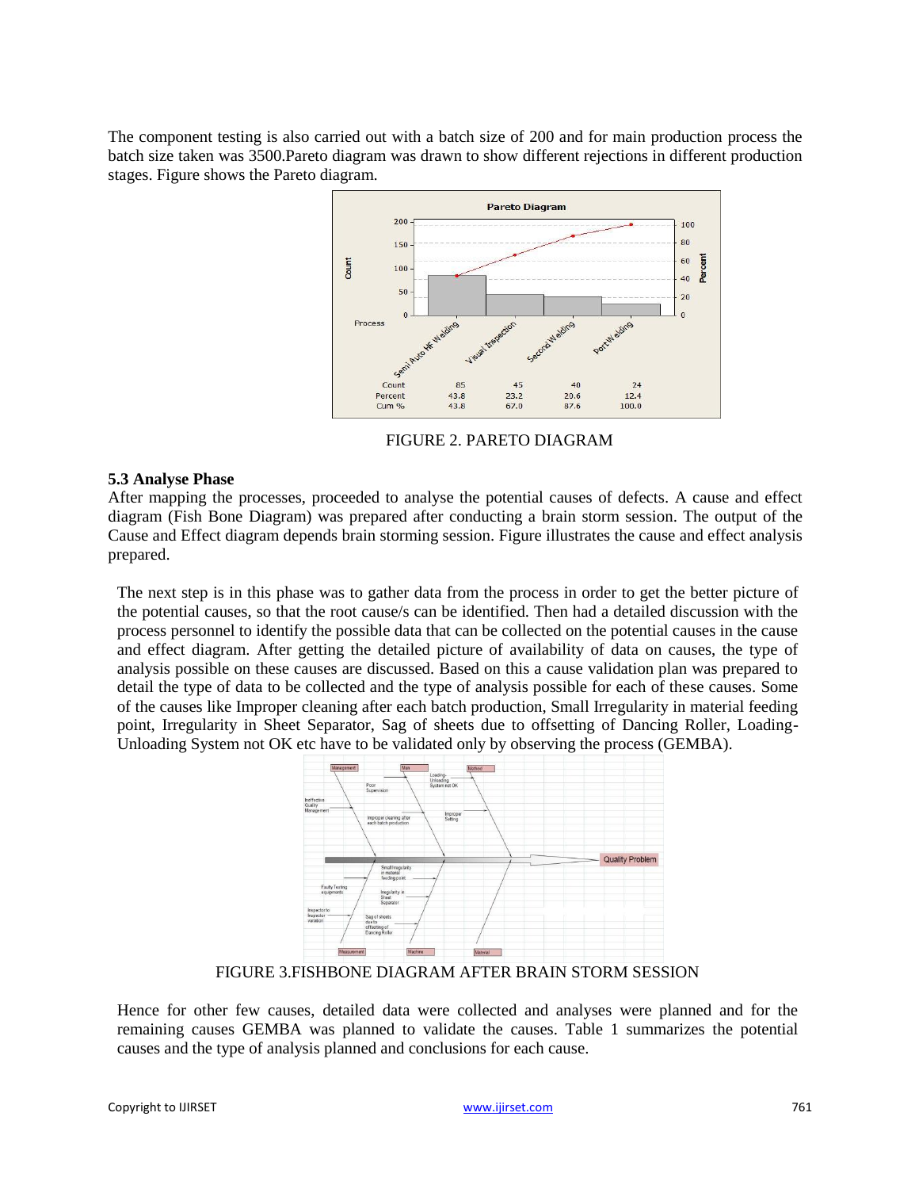The component testing is also carried out with a batch size of 200 and for main production process the batch size taken was 3500.Pareto diagram was drawn to show different rejections in different production stages. Figure shows the Pareto diagram.

| Process | Semi Auto HF Welding | Visual Inspection | Second Welding | Port Welding |
|---|---|---|---|---|
| Count | 85 | 45 | 40 | 24 |
| Percent | 43.8 | 23.2 | 20.6 | 12.4 |
| Cum % | 43.8 | 67.0 | 87.6 | 100.0 |

FIGURE 2. PARETO DIAGRAM

### 5.3 Analyse Phase

After mapping the processes, proceeded to analyse the potential causes of defects. A cause and effect diagram (Fish Bone Diagram) was prepared after conducting a brain storm session. The output of the Cause and Effect diagram depends brain storming session. Figure illustrates the cause and effect analysis prepared.

The next step is in this phase was to gather data from the process in order to get the better picture of the potential causes, so that the root cause/s can be identified. Then had a detailed discussion with the process personnel to identify the possible data that can be collected on the potential causes in the cause and effect diagram. After getting the detailed picture of availability of data on causes, the type of analysis possible on these causes are discussed. Based on this a cause validation plan was prepared to detail the type of data to be collected and the type of analysis possible for each of these causes. Some of the causes like Improper cleaning after each batch production, Small Irregularity in material feeding point, Irregularity in Sheet Separator, Sag of sheets due to offsetting of Dancing Roller, Loading-Unloading System not OK etc have to be validated only by observing the process (GEMBA).

FIGURE 3.FISHBONE DIAGRAM AFTER BRAIN STORM SESSION

Hence for other few causes, detailed data were collected and analyses were planned and for the remaining causes GEMBA was planned to validate the causes. Table 1 summarizes the potential causes and the type of analysis planned and conclusions for each cause.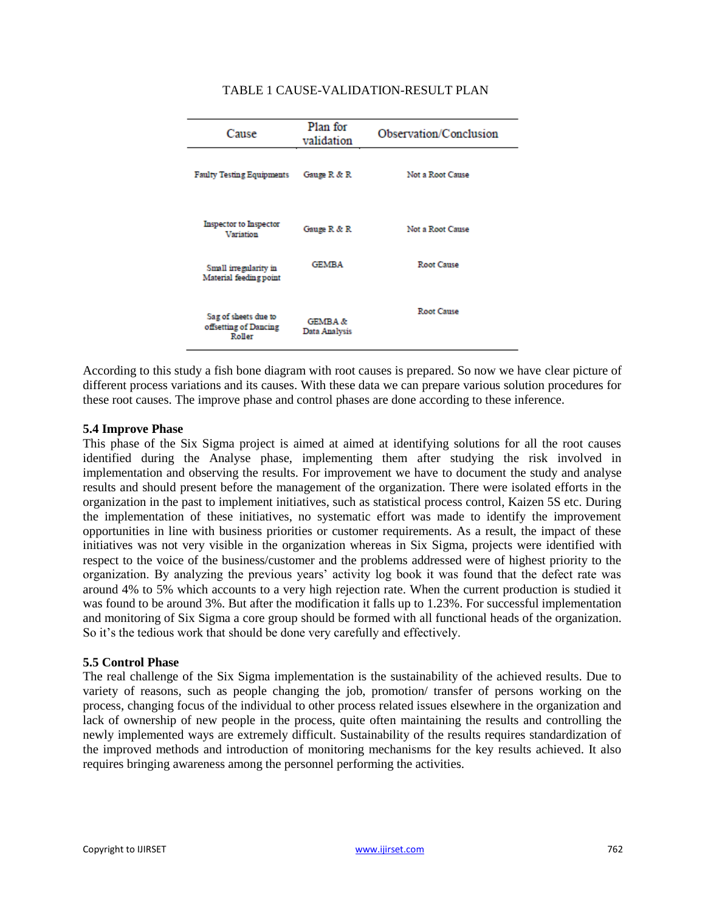TABLE 1 CAUSE-VALIDATION-RESULT PLAN

| Cause | Plan for validation | Observation/Conclusion |
|---|---|---|
| Faulty Testing Equipments | Gauge R & R | Not a Root Cause |
| Inspector to Inspector Variation | Gauge R & R | Not a Root Cause |
| Small irregularity in Material feeding point | GEMBA | Root Cause |
| Sag of sheets due to offsetting of Dancing Roller | GEMBA & Data Analysis | Root Cause |

According to this study a fish bone diagram with root causes is prepared. So now we have clear picture of different process variations and its causes. With these data we can prepare various solution procedures for these root causes. The improve phase and control phases are done according to these inference.

**5.4 Improve Phase**

This phase of the Six Sigma project is aimed at aimed at identifying solutions for all the root causes identified during the Analyse phase, implementing them after studying the risk involved in implementation and observing the results. For improvement we have to document the study and analyse results and should present before the management of the organization. There were isolated efforts in the organization in the past to implement initiatives, such as statistical process control, Kaizen 5S etc. During the implementation of these initiatives, no systematic effort was made to identify the improvement opportunities in line with business priorities or customer requirements. As a result, the impact of these initiatives was not very visible in the organization whereas in Six Sigma, projects were identified with respect to the voice of the business/customer and the problems addressed were of highest priority to the organization. By analyzing the previous years' activity log book it was found that the defect rate was around 4% to 5% which accounts to a very high rejection rate. When the current production is studied it was found to be around 3%. But after the modification it falls up to 1.23%. For successful implementation and monitoring of Six Sigma a core group should be formed with all functional heads of the organization. So it's the tedious work that should be done very carefully and effectively.

**5.5 Control Phase**

The real challenge of the Six Sigma implementation is the sustainability of the achieved results. Due to variety of reasons, such as people changing the job, promotion/ transfer of persons working on the process, changing focus of the individual to other process related issues elsewhere in the organization and lack of ownership of new people in the process, quite often maintaining the results and controlling the newly implemented ways are extremely difficult. Sustainability of the results requires standardization of the improved methods and introduction of monitoring mechanisms for the key results achieved. It also requires bringing awareness among the personnel performing the activities.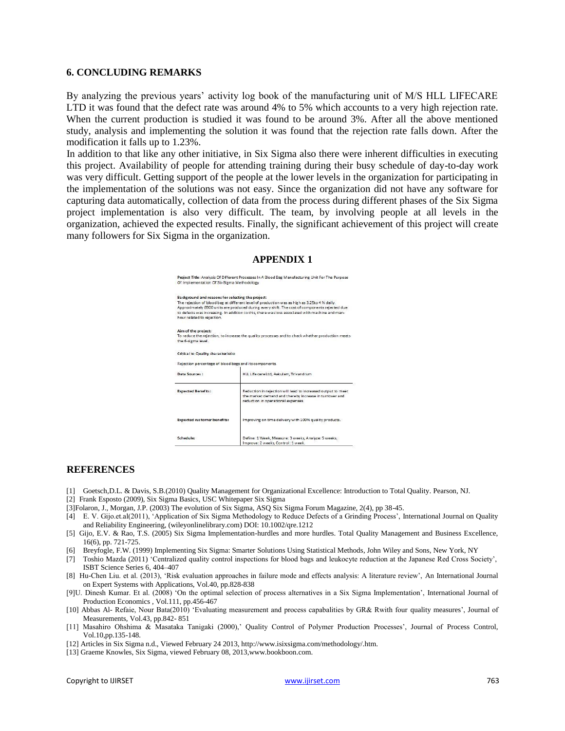## 6. CONCLUDING REMARKS

By analyzing the previous years' activity log book of the manufacturing unit of M/S HLL LIFECARE LTD it was found that the defect rate was around 4% to 5% which accounts to a very high rejection rate. When the current production is studied it was found to be around 3%. After all the above mentioned study, analysis and implementing the solution it was found that the rejection rate falls down. After the modification it falls up to 1.23%.

In addition to that like any other initiative, in Six Sigma also there were inherent difficulties in executing this project. Availability of people for attending training during their busy schedule of day-to-day work was very difficult. Getting support of the people at the lower levels in the organization for participating in the implementation of the solutions was not easy. Since the organization did not have any software for capturing data automatically, collection of data from the process during different phases of the Six Sigma project implementation is also very difficult. The team, by involving people at all levels in the organization, achieved the expected results. Finally, the significant achievement of this project will create many followers for Six Sigma in the organization.

## APPENDIX 1

**Project Title**: Analysis Of Different Processes In A Blood Bag Manufacturing Unit For The Purpose Of Implementation Of Six-Sigma Methodology

**Background and reasons for selecting the project:**
The rejection of blood bag at different level of production was as high as 3.25to 4 % daily. Approximately 8900 units are produced during every shift. The cost of components rejected due to defects was increasing. In addition to this, there was loss associated with machine and man-hour related to rejection.

**Aim of the project:**
To reduce the rejection, to increase the quality processes and to check whether production meets the 6-sigma level.

**Critical to Quality characteristic:**

Rejection percentage of blood bags and its components

| | |
|---|---|
| **Data Sources :** | HLL Life care Ltd, Aakulam, Trivandrum |
| **Expected Benefits :** | Reduction in rejection will lead to increased output to meet the market demand and thereby increase in turnover and reduction in operational expenses. |
| **Expected customer benefits:** | Improving on time delivery with 100% quality products. |
| **Schedules** | Define: 1 Week, Measure: 3 weeks, Analyze: 5 weeks, Improve: 2 weeks, Control : 1 week. |

## REFERENCES

[1] Goetsch,D.L. & Davis, S.B.(2010) Quality Management for Organizational Excellence: Introduction to Total Quality. Pearson, NJ.

[2] Frank Esposto (2009), Six Sigma Basics, USC Whitepaper Six Sigma

[3]Folaron, J., Morgan, J.P. (2003) The evolution of Six Sigma, ASQ Six Sigma Forum Magazine, 2(4), pp 38-45.

[4] E. V. Gijo.et.al(2011), 'Application of Six Sigma Methodology to Reduce Defects of a Grinding Process', International Journal on Quality and Reliability Engineering, (wileyonlinelibrary.com) DOI: 10.1002/qre.1212

[5] Gijo, E.V. & Rao, T.S. (2005) Six Sigma Implementation-hurdles and more hurdles. Total Quality Management and Business Excellence, 16(6), pp. 721-725.

[6] Breyfogle, F.W. (1999) Implementing Six Sigma: Smarter Solutions Using Statistical Methods, John Wiley and Sons, New York, NY

[7] Toshio Mazda (2011) 'Centralized quality control inspections for blood bags and leukocyte reduction at the Japanese Red Cross Society', ISBT Science Series 6, 404–407

[8] Hu-Chen Liu. et al. (2013), 'Risk evaluation approaches in failure mode and effects analysis: A literature review', An International Journal on Expert Systems with Applications, Vol.40, pp.828-838

[9]U. Dinesh Kumar. Et al. (2008) 'On the optimal selection of process alternatives in a Six Sigma Implementation', International Journal of Production Economics , Vol.111, pp.456-467

[10] Abbas Al- Refaie, Nour Bata(2010) 'Evaluating measurement and process capabalities by GR& Rwith four quality measures', Journal of Measurements, Vol.43, pp.842- 851

[11] Masahiro Ohshima & Masataka Tanigaki (2000),' Quality Control of Polymer Production Processes', Journal of Process Control, Vol.10,pp.135-148.

[12] Articles in Six Sigma n.d., Viewed February 24 2013, http://www.isixsigma.com/methodology/.htm.

[13] Graeme Knowles, Six Sigma, viewed February 08, 2013,www.bookboon.com.